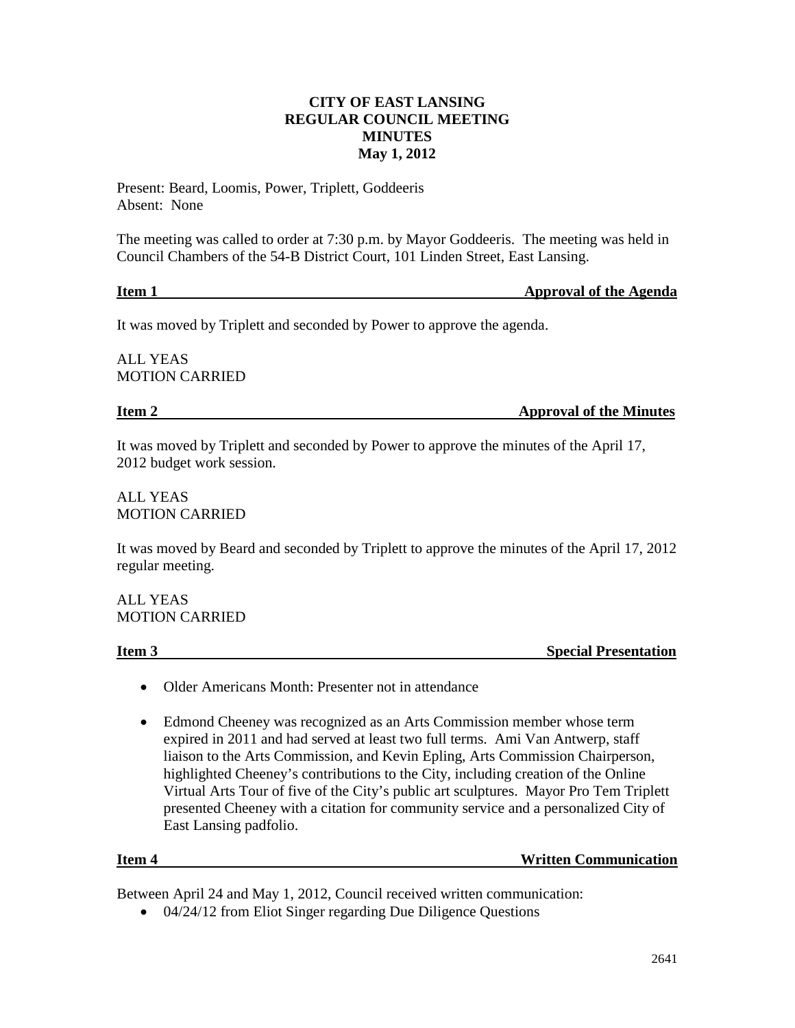# CITY OF EAST LANSING
## REGULAR COUNCIL MEETING
## MINUTES
## May 1, 2012

Present: Beard, Loomis, Power, Triplett, Goddeeris
Absent: None

The meeting was called to order at 7:30 p.m. by Mayor Goddeeris. The meeting was held in Council Chambers of the 54-B District Court, 101 Linden Street, East Lansing.

**Item 1 — Approval of the Agenda**

It was moved by Triplett and seconded by Power to approve the agenda.

ALL YEAS
MOTION CARRIED

**Item 2 — Approval of the Minutes**

It was moved by Triplett and seconded by Power to approve the minutes of the April 17, 2012 budget work session.

ALL YEAS
MOTION CARRIED

It was moved by Beard and seconded by Triplett to approve the minutes of the April 17, 2012 regular meeting.

ALL YEAS
MOTION CARRIED

**Item 3 — Special Presentation**

- Older Americans Month: Presenter not in attendance
- Edmond Cheeney was recognized as an Arts Commission member whose term expired in 2011 and had served at least two full terms. Ami Van Antwerp, staff liaison to the Arts Commission, and Kevin Epling, Arts Commission Chairperson, highlighted Cheeney's contributions to the City, including creation of the Online Virtual Arts Tour of five of the City's public art sculptures. Mayor Pro Tem Triplett presented Cheeney with a citation for community service and a personalized City of East Lansing padfolio.

**Item 4 — Written Communication**

Between April 24 and May 1, 2012, Council received written communication:

- 04/24/12 from Eliot Singer regarding Due Diligence Questions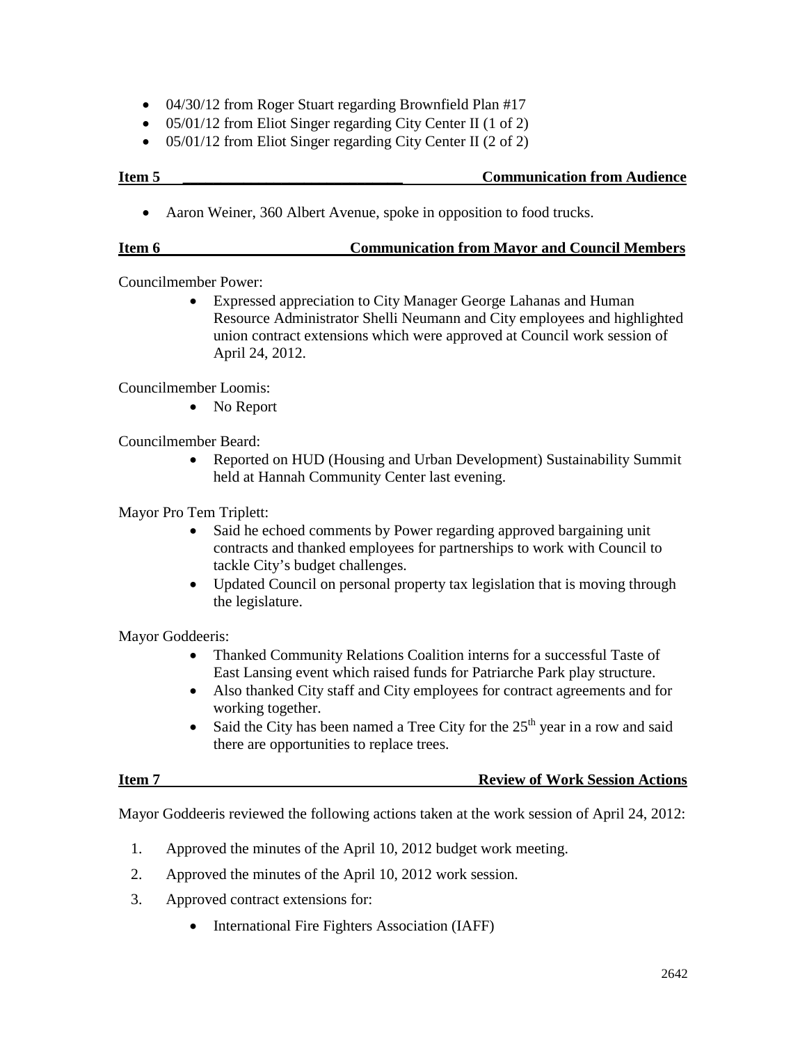- 04/30/12 from Roger Stuart regarding Brownfield Plan #17
- 05/01/12 from Eliot Singer regarding City Center II (1 of 2)
- 05/01/12 from Eliot Singer regarding City Center II (2 of 2)

**Item 5 Communication from Audience**

- Aaron Weiner, 360 Albert Avenue, spoke in opposition to food trucks.

**Item 6 Communication from Mayor and Council Members**

Councilmember Power:

- Expressed appreciation to City Manager George Lahanas and Human Resource Administrator Shelli Neumann and City employees and highlighted union contract extensions which were approved at Council work session of April 24, 2012.

Councilmember Loomis:

- No Report

Councilmember Beard:

- Reported on HUD (Housing and Urban Development) Sustainability Summit held at Hannah Community Center last evening.

Mayor Pro Tem Triplett:

- Said he echoed comments by Power regarding approved bargaining unit contracts and thanked employees for partnerships to work with Council to tackle City's budget challenges.
- Updated Council on personal property tax legislation that is moving through the legislature.

Mayor Goddeeris:

- Thanked Community Relations Coalition interns for a successful Taste of East Lansing event which raised funds for Patriarche Park play structure.
- Also thanked City staff and City employees for contract agreements and for working together.
- Said the City has been named a Tree City for the 25th year in a row and said there are opportunities to replace trees.

**Item 7 Review of Work Session Actions**

Mayor Goddeeris reviewed the following actions taken at the work session of April 24, 2012:

1. Approved the minutes of the April 10, 2012 budget work meeting.
2. Approved the minutes of the April 10, 2012 work session.
3. Approved contract extensions for:
   - International Fire Fighters Association (IAFF)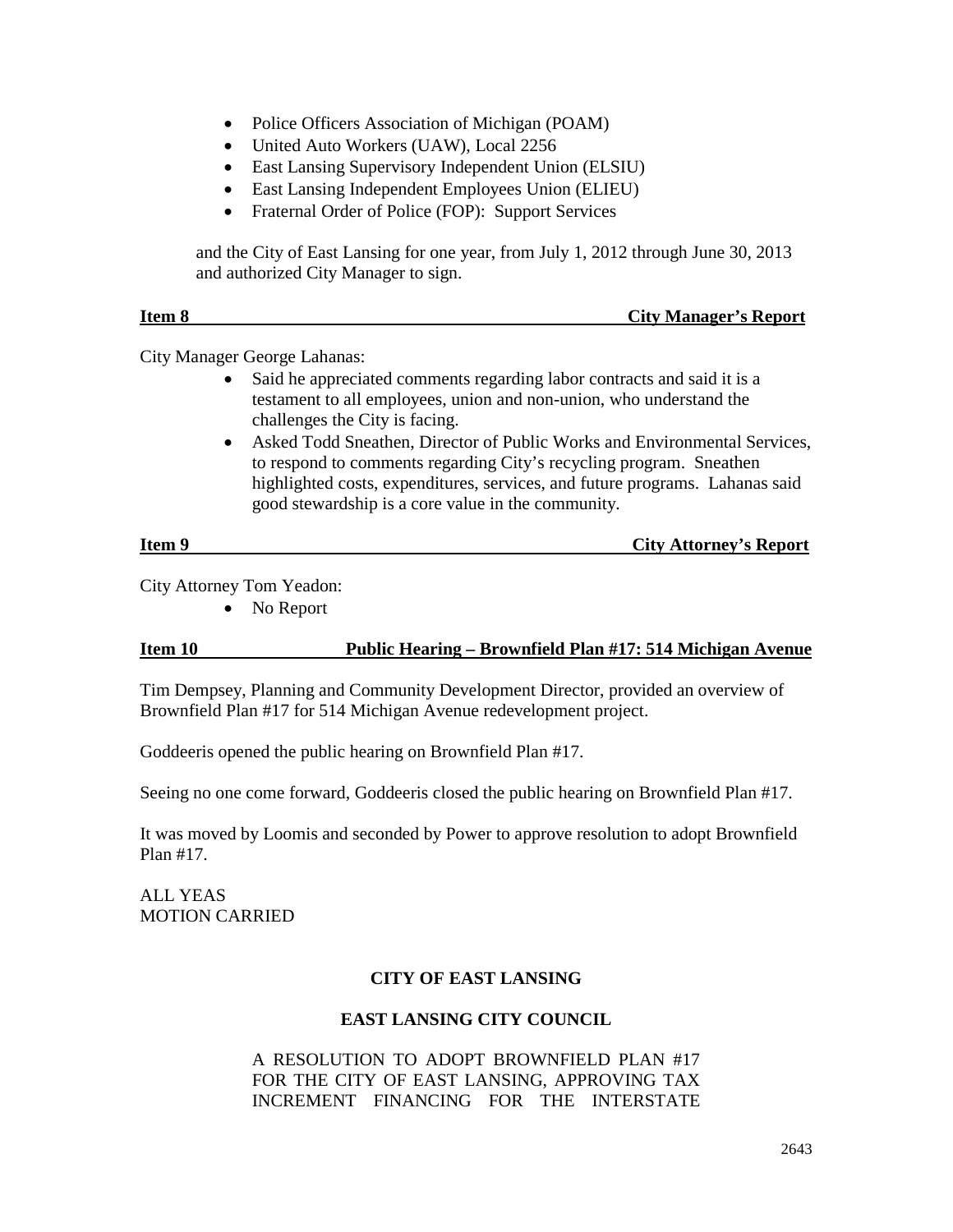- Police Officers Association of Michigan (POAM)
- United Auto Workers (UAW), Local 2256
- East Lansing Supervisory Independent Union (ELSIU)
- East Lansing Independent Employees Union (ELIEU)
- Fraternal Order of Police (FOP): Support Services

and the City of East Lansing for one year, from July 1, 2012 through June 30, 2013 and authorized City Manager to sign.

**Item 8 City Manager's Report**

City Manager George Lahanas:

- Said he appreciated comments regarding labor contracts and said it is a testament to all employees, union and non-union, who understand the challenges the City is facing.
- Asked Todd Sneathen, Director of Public Works and Environmental Services, to respond to comments regarding City's recycling program. Sneathen highlighted costs, expenditures, services, and future programs. Lahanas said good stewardship is a core value in the community.

**Item 9 City Attorney's Report**

City Attorney Tom Yeadon:

- No Report

**Item 10 Public Hearing – Brownfield Plan #17: 514 Michigan Avenue**

Tim Dempsey, Planning and Community Development Director, provided an overview of Brownfield Plan #17 for 514 Michigan Avenue redevelopment project.

Goddeeris opened the public hearing on Brownfield Plan #17.

Seeing no one come forward, Goddeeris closed the public hearing on Brownfield Plan #17.

It was moved by Loomis and seconded by Power to approve resolution to adopt Brownfield Plan #17.

ALL YEAS
MOTION CARRIED

**CITY OF EAST LANSING**

**EAST LANSING CITY COUNCIL**

A RESOLUTION TO ADOPT BROWNFIELD PLAN #17 FOR THE CITY OF EAST LANSING, APPROVING TAX INCREMENT FINANCING FOR THE INTERSTATE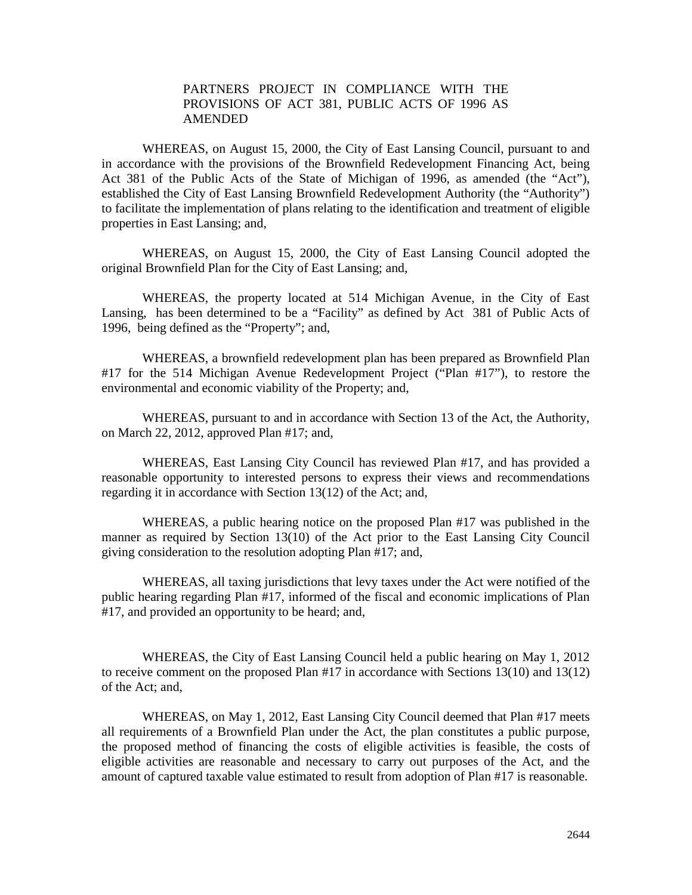PARTNERS PROJECT IN COMPLIANCE WITH THE PROVISIONS OF ACT 381, PUBLIC ACTS OF 1996 AS AMENDED

WHEREAS, on August 15, 2000, the City of East Lansing Council, pursuant to and in accordance with the provisions of the Brownfield Redevelopment Financing Act, being Act 381 of the Public Acts of the State of Michigan of 1996, as amended (the "Act"), established the City of East Lansing Brownfield Redevelopment Authority (the "Authority") to facilitate the implementation of plans relating to the identification and treatment of eligible properties in East Lansing; and,

WHEREAS, on August 15, 2000, the City of East Lansing Council adopted the original Brownfield Plan for the City of East Lansing; and,

WHEREAS, the property located at 514 Michigan Avenue, in the City of East Lansing, has been determined to be a "Facility" as defined by Act 381 of Public Acts of 1996, being defined as the "Property"; and,

WHEREAS, a brownfield redevelopment plan has been prepared as Brownfield Plan #17 for the 514 Michigan Avenue Redevelopment Project ("Plan #17"), to restore the environmental and economic viability of the Property; and,

WHEREAS, pursuant to and in accordance with Section 13 of the Act, the Authority, on March 22, 2012, approved Plan #17; and,

WHEREAS, East Lansing City Council has reviewed Plan #17, and has provided a reasonable opportunity to interested persons to express their views and recommendations regarding it in accordance with Section 13(12) of the Act; and,

WHEREAS, a public hearing notice on the proposed Plan #17 was published in the manner as required by Section 13(10) of the Act prior to the East Lansing City Council giving consideration to the resolution adopting Plan #17; and,

WHEREAS, all taxing jurisdictions that levy taxes under the Act were notified of the public hearing regarding Plan #17, informed of the fiscal and economic implications of Plan #17, and provided an opportunity to be heard; and,

WHEREAS, the City of East Lansing Council held a public hearing on May 1, 2012 to receive comment on the proposed Plan #17 in accordance with Sections 13(10) and 13(12) of the Act; and,

WHEREAS, on May 1, 2012, East Lansing City Council deemed that Plan #17 meets all requirements of a Brownfield Plan under the Act, the plan constitutes a public purpose, the proposed method of financing the costs of eligible activities is feasible, the costs of eligible activities are reasonable and necessary to carry out purposes of the Act, and the amount of captured taxable value estimated to result from adoption of Plan #17 is reasonable.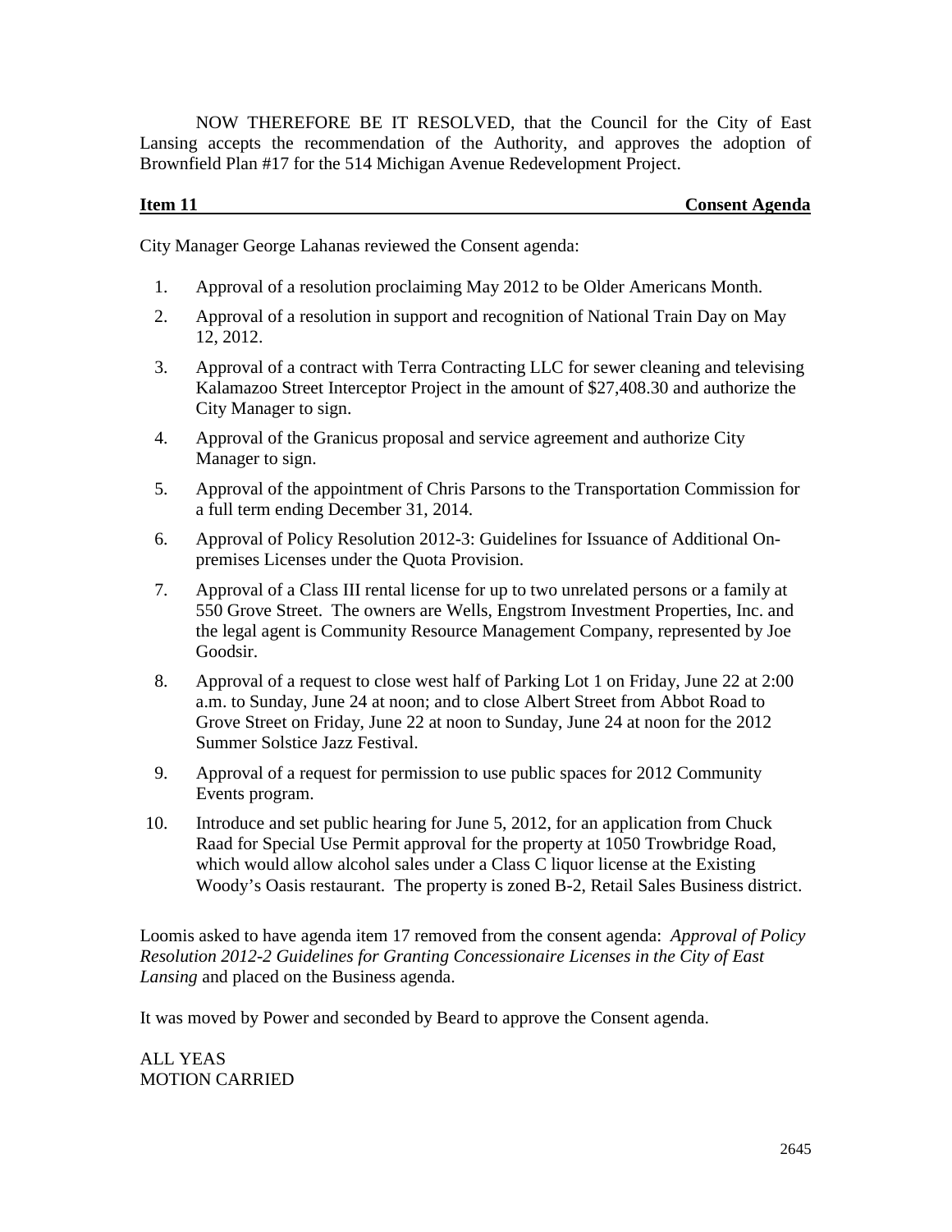NOW THEREFORE BE IT RESOLVED, that the Council for the City of East Lansing accepts the recommendation of the Authority, and approves the adoption of Brownfield Plan #17 for the 514 Michigan Avenue Redevelopment Project.

**Item 11 Consent Agenda**

City Manager George Lahanas reviewed the Consent agenda:

1. Approval of a resolution proclaiming May 2012 to be Older Americans Month.
2. Approval of a resolution in support and recognition of National Train Day on May 12, 2012.
3. Approval of a contract with Terra Contracting LLC for sewer cleaning and televising Kalamazoo Street Interceptor Project in the amount of $27,408.30 and authorize the City Manager to sign.
4. Approval of the Granicus proposal and service agreement and authorize City Manager to sign.
5. Approval of the appointment of Chris Parsons to the Transportation Commission for a full term ending December 31, 2014.
6. Approval of Policy Resolution 2012-3: Guidelines for Issuance of Additional On-premises Licenses under the Quota Provision.
7. Approval of a Class III rental license for up to two unrelated persons or a family at 550 Grove Street. The owners are Wells, Engstrom Investment Properties, Inc. and the legal agent is Community Resource Management Company, represented by Joe Goodsir.
8. Approval of a request to close west half of Parking Lot 1 on Friday, June 22 at 2:00 a.m. to Sunday, June 24 at noon; and to close Albert Street from Abbot Road to Grove Street on Friday, June 22 at noon to Sunday, June 24 at noon for the 2012 Summer Solstice Jazz Festival.
9. Approval of a request for permission to use public spaces for 2012 Community Events program.
10. Introduce and set public hearing for June 5, 2012, for an application from Chuck Raad for Special Use Permit approval for the property at 1050 Trowbridge Road, which would allow alcohol sales under a Class C liquor license at the Existing Woody's Oasis restaurant. The property is zoned B-2, Retail Sales Business district.

Loomis asked to have agenda item 17 removed from the consent agenda: *Approval of Policy Resolution 2012-2 Guidelines for Granting Concessionaire Licenses in the City of East Lansing* and placed on the Business agenda.

It was moved by Power and seconded by Beard to approve the Consent agenda.

ALL YEAS
MOTION CARRIED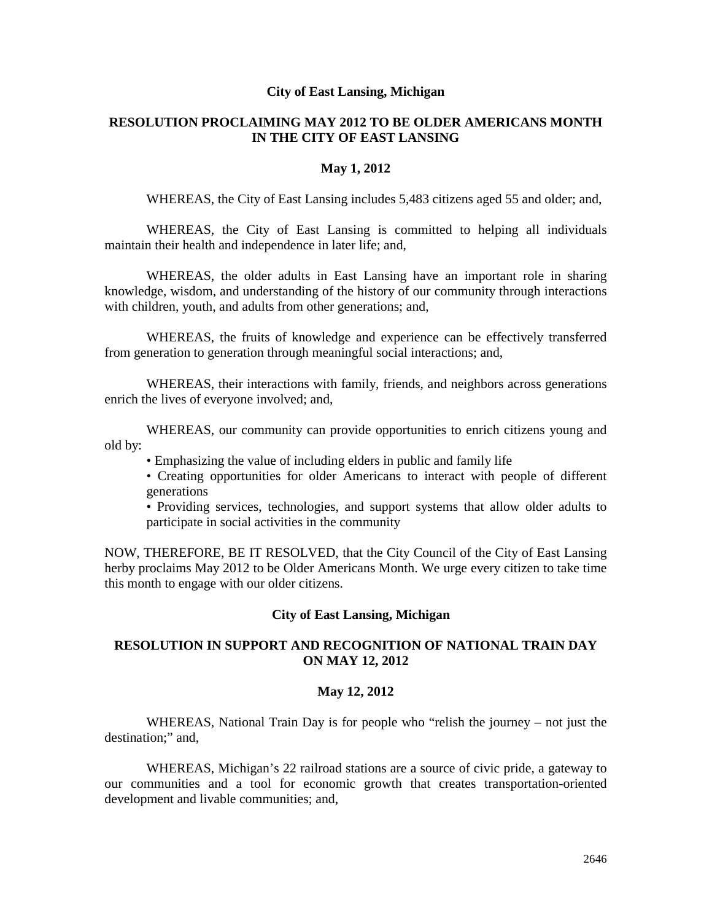**City of East Lansing, Michigan**

**RESOLUTION PROCLAIMING MAY 2012 TO BE OLDER AMERICANS MONTH IN THE CITY OF EAST LANSING**

**May 1, 2012**

WHEREAS, the City of East Lansing includes 5,483 citizens aged 55 and older; and,

WHEREAS, the City of East Lansing is committed to helping all individuals maintain their health and independence in later life; and,

WHEREAS, the older adults in East Lansing have an important role in sharing knowledge, wisdom, and understanding of the history of our community through interactions with children, youth, and adults from other generations; and,

WHEREAS, the fruits of knowledge and experience can be effectively transferred from generation to generation through meaningful social interactions; and,

WHEREAS, their interactions with family, friends, and neighbors across generations enrich the lives of everyone involved; and,

WHEREAS, our community can provide opportunities to enrich citizens young and old by:

- Emphasizing the value of including elders in public and family life
- Creating opportunities for older Americans to interact with people of different generations
- Providing services, technologies, and support systems that allow older adults to participate in social activities in the community

NOW, THEREFORE, BE IT RESOLVED, that the City Council of the City of East Lansing herby proclaims May 2012 to be Older Americans Month. We urge every citizen to take time this month to engage with our older citizens.

**City of East Lansing, Michigan**

**RESOLUTION IN SUPPORT AND RECOGNITION OF NATIONAL TRAIN DAY ON MAY 12, 2012**

**May 12, 2012**

WHEREAS, National Train Day is for people who "relish the journey – not just the destination;" and,

WHEREAS, Michigan's 22 railroad stations are a source of civic pride, a gateway to our communities and a tool for economic growth that creates transportation-oriented development and livable communities; and,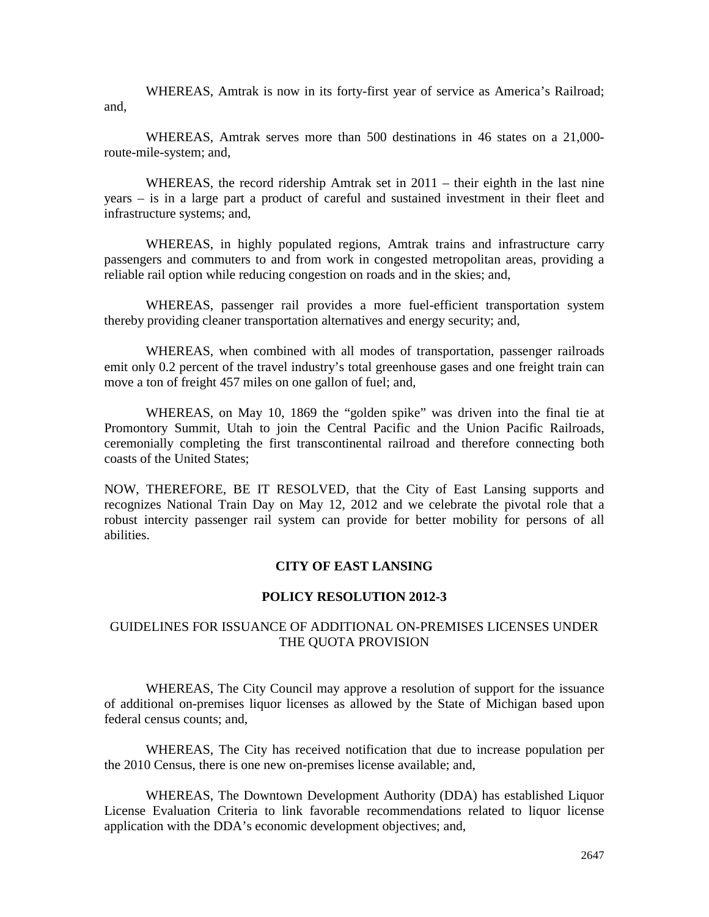WHEREAS, Amtrak is now in its forty-first year of service as America's Railroad; and,

WHEREAS, Amtrak serves more than 500 destinations in 46 states on a 21,000-route-mile-system; and,

WHEREAS, the record ridership Amtrak set in 2011 – their eighth in the last nine years – is in a large part a product of careful and sustained investment in their fleet and infrastructure systems; and,

WHEREAS, in highly populated regions, Amtrak trains and infrastructure carry passengers and commuters to and from work in congested metropolitan areas, providing a reliable rail option while reducing congestion on roads and in the skies; and,

WHEREAS, passenger rail provides a more fuel-efficient transportation system thereby providing cleaner transportation alternatives and energy security; and,

WHEREAS, when combined with all modes of transportation, passenger railroads emit only 0.2 percent of the travel industry's total greenhouse gases and one freight train can move a ton of freight 457 miles on one gallon of fuel; and,

WHEREAS, on May 10, 1869 the "golden spike" was driven into the final tie at Promontory Summit, Utah to join the Central Pacific and the Union Pacific Railroads, ceremonially completing the first transcontinental railroad and therefore connecting both coasts of the United States;

NOW, THEREFORE, BE IT RESOLVED, that the City of East Lansing supports and recognizes National Train Day on May 12, 2012 and we celebrate the pivotal role that a robust intercity passenger rail system can provide for better mobility for persons of all abilities.

**CITY OF EAST LANSING**

**POLICY RESOLUTION 2012-3**

GUIDELINES FOR ISSUANCE OF ADDITIONAL ON-PREMISES LICENSES UNDER THE QUOTA PROVISION

WHEREAS, The City Council may approve a resolution of support for the issuance of additional on-premises liquor licenses as allowed by the State of Michigan based upon federal census counts; and,

WHEREAS, The City has received notification that due to increase population per the 2010 Census, there is one new on-premises license available; and,

WHEREAS, The Downtown Development Authority (DDA) has established Liquor License Evaluation Criteria to link favorable recommendations related to liquor license application with the DDA's economic development objectives; and,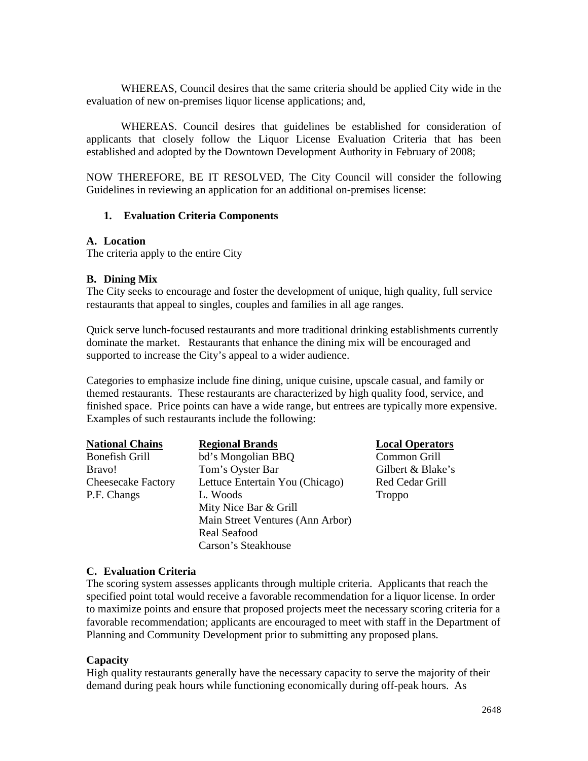WHEREAS, Council desires that the same criteria should be applied City wide in the evaluation of new on-premises liquor license applications; and,

WHEREAS. Council desires that guidelines be established for consideration of applicants that closely follow the Liquor License Evaluation Criteria that has been established and adopted by the Downtown Development Authority in February of 2008;

NOW THEREFORE, BE IT RESOLVED, The City Council will consider the following Guidelines in reviewing an application for an additional on-premises license:

1. **Evaluation Criteria Components**

**A. Location**

The criteria apply to the entire City

**B. Dining Mix**

The City seeks to encourage and foster the development of unique, high quality, full service restaurants that appeal to singles, couples and families in all age ranges.

Quick serve lunch-focused restaurants and more traditional drinking establishments currently dominate the market. Restaurants that enhance the dining mix will be encouraged and supported to increase the City's appeal to a wider audience.

Categories to emphasize include fine dining, unique cuisine, upscale casual, and family or themed restaurants. These restaurants are characterized by high quality food, service, and finished space. Price points can have a wide range, but entrees are typically more expensive. Examples of such restaurants include the following:

| National Chains | Regional Brands | Local Operators |
|---|---|---|
| Bonefish Grill | bd's Mongolian BBQ | Common Grill |
| Bravo! | Tom's Oyster Bar | Gilbert & Blake's |
| Cheesecake Factory | Lettuce Entertain You (Chicago) | Red Cedar Grill |
| P.F. Changs | L. Woods | Troppo |
| | Mity Nice Bar & Grill | |
| | Main Street Ventures (Ann Arbor) | |
| | Real Seafood | |
| | Carson's Steakhouse | |

**C. Evaluation Criteria**

The scoring system assesses applicants through multiple criteria. Applicants that reach the specified point total would receive a favorable recommendation for a liquor license. In order to maximize points and ensure that proposed projects meet the necessary scoring criteria for a favorable recommendation; applicants are encouraged to meet with staff in the Department of Planning and Community Development prior to submitting any proposed plans.

**Capacity**

High quality restaurants generally have the necessary capacity to serve the majority of their demand during peak hours while functioning economically during off-peak hours. As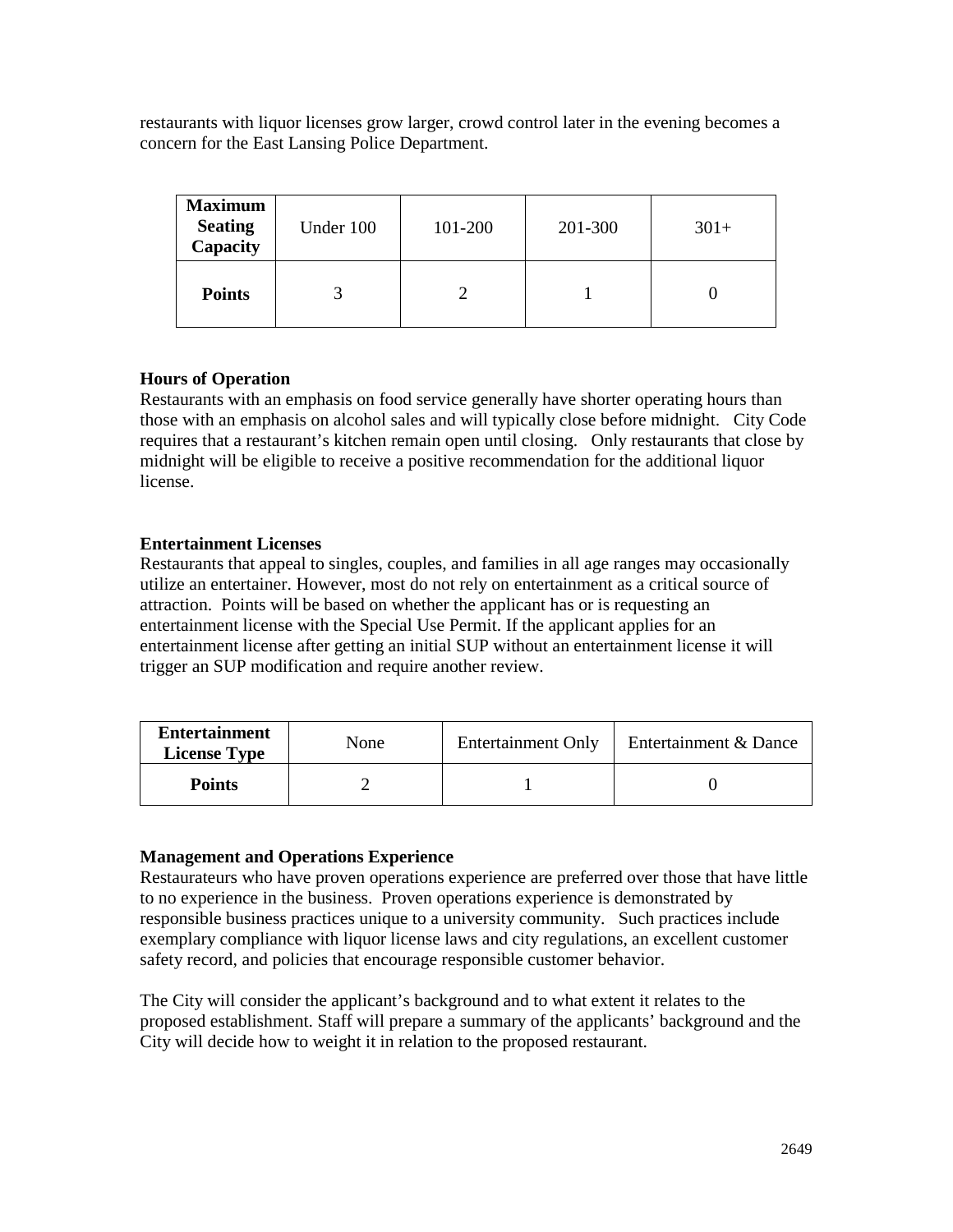restaurants with liquor licenses grow larger, crowd control later in the evening becomes a concern for the East Lansing Police Department.

| **Maximum Seating Capacity** | Under 100 | 101-200 | 201-300 | 301+ |
|---|---|---|---|---|
| **Points** | 3 | 2 | 1 | 0 |

**Hours of Operation**
Restaurants with an emphasis on food service generally have shorter operating hours than those with an emphasis on alcohol sales and will typically close before midnight. City Code requires that a restaurant's kitchen remain open until closing. Only restaurants that close by midnight will be eligible to receive a positive recommendation for the additional liquor license.

**Entertainment Licenses**
Restaurants that appeal to singles, couples, and families in all age ranges may occasionally utilize an entertainer. However, most do not rely on entertainment as a critical source of attraction. Points will be based on whether the applicant has or is requesting an entertainment license with the Special Use Permit. If the applicant applies for an entertainment license after getting an initial SUP without an entertainment license it will trigger an SUP modification and require another review.

| **Entertainment License Type** | None | Entertainment Only | Entertainment & Dance |
|---|---|---|---|
| **Points** | 2 | 1 | 0 |

**Management and Operations Experience**
Restaurateurs who have proven operations experience are preferred over those that have little to no experience in the business. Proven operations experience is demonstrated by responsible business practices unique to a university community. Such practices include exemplary compliance with liquor license laws and city regulations, an excellent customer safety record, and policies that encourage responsible customer behavior.

The City will consider the applicant's background and to what extent it relates to the proposed establishment. Staff will prepare a summary of the applicants' background and the City will decide how to weight it in relation to the proposed restaurant.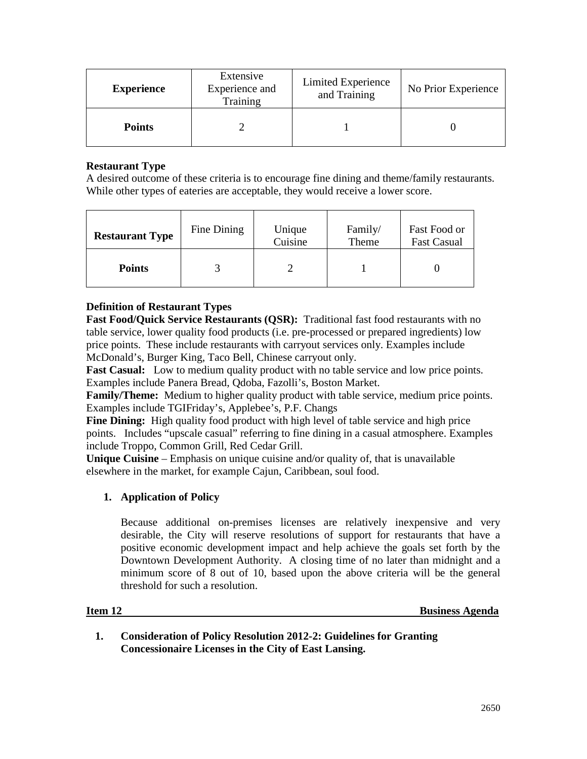| Experience | Extensive Experience and Training | Limited Experience and Training | No Prior Experience |
|---|---|---|---|
| Points | 2 | 1 | 0 |

**Restaurant Type**
A desired outcome of these criteria is to encourage fine dining and theme/family restaurants. While other types of eateries are acceptable, they would receive a lower score.

| Restaurant Type | Fine Dining | Unique Cuisine | Family/ Theme | Fast Food or Fast Casual |
|---|---|---|---|---|
| Points | 3 | 2 | 1 | 0 |

**Definition of Restaurant Types**
**Fast Food/Quick Service Restaurants (QSR):** Traditional fast food restaurants with no table service, lower quality food products (i.e. pre-processed or prepared ingredients) low price points. These include restaurants with carryout services only. Examples include McDonald's, Burger King, Taco Bell, Chinese carryout only.
**Fast Casual:** Low to medium quality product with no table service and low price points. Examples include Panera Bread, Qdoba, Fazolli's, Boston Market.
**Family/Theme:** Medium to higher quality product with table service, medium price points. Examples include TGIFriday's, Applebee's, P.F. Changs
**Fine Dining:** High quality food product with high level of table service and high price points. Includes "upscale casual" referring to fine dining in a casual atmosphere. Examples include Troppo, Common Grill, Red Cedar Grill.
**Unique Cuisine** – Emphasis on unique cuisine and/or quality of, that is unavailable elsewhere in the market, for example Cajun, Caribbean, soul food.

1. **Application of Policy**

   Because additional on-premises licenses are relatively inexpensive and very desirable, the City will reserve resolutions of support for restaurants that have a positive economic development impact and help achieve the goals set forth by the Downtown Development Authority. A closing time of no later than midnight and a minimum score of 8 out of 10, based upon the above criteria will be the general threshold for such a resolution.

**Item 12** **Business Agenda**

1. **Consideration of Policy Resolution 2012-2: Guidelines for Granting Concessionaire Licenses in the City of East Lansing.**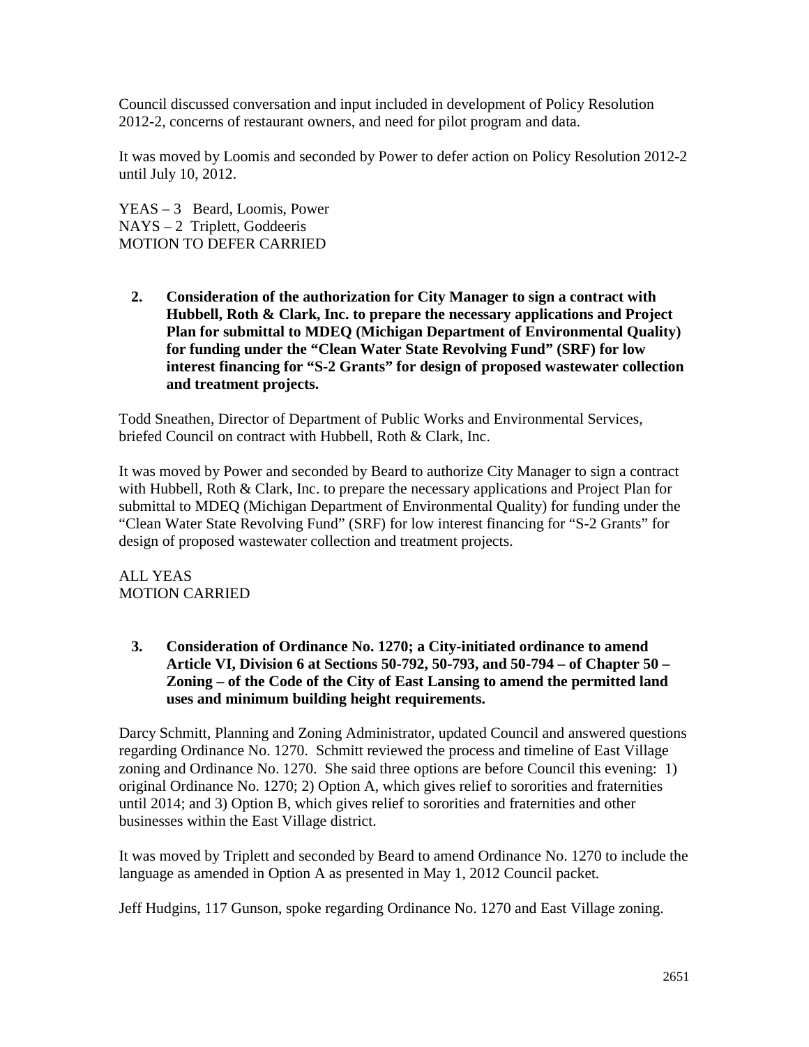Council discussed conversation and input included in development of Policy Resolution 2012-2, concerns of restaurant owners, and need for pilot program and data.

It was moved by Loomis and seconded by Power to defer action on Policy Resolution 2012-2 until July 10, 2012.

YEAS – 3 Beard, Loomis, Power
NAYS – 2 Triplett, Goddeeris
MOTION TO DEFER CARRIED

**2. Consideration of the authorization for City Manager to sign a contract with Hubbell, Roth & Clark, Inc. to prepare the necessary applications and Project Plan for submittal to MDEQ (Michigan Department of Environmental Quality) for funding under the "Clean Water State Revolving Fund" (SRF) for low interest financing for "S-2 Grants" for design of proposed wastewater collection and treatment projects.**

Todd Sneathen, Director of Department of Public Works and Environmental Services, briefed Council on contract with Hubbell, Roth & Clark, Inc.

It was moved by Power and seconded by Beard to authorize City Manager to sign a contract with Hubbell, Roth & Clark, Inc. to prepare the necessary applications and Project Plan for submittal to MDEQ (Michigan Department of Environmental Quality) for funding under the "Clean Water State Revolving Fund" (SRF) for low interest financing for "S-2 Grants" for design of proposed wastewater collection and treatment projects.

ALL YEAS
MOTION CARRIED

**3. Consideration of Ordinance No. 1270; a City-initiated ordinance to amend Article VI, Division 6 at Sections 50-792, 50-793, and 50-794 – of Chapter 50 – Zoning – of the Code of the City of East Lansing to amend the permitted land uses and minimum building height requirements.**

Darcy Schmitt, Planning and Zoning Administrator, updated Council and answered questions regarding Ordinance No. 1270. Schmitt reviewed the process and timeline of East Village zoning and Ordinance No. 1270. She said three options are before Council this evening: 1) original Ordinance No. 1270; 2) Option A, which gives relief to sororities and fraternities until 2014; and 3) Option B, which gives relief to sororities and fraternities and other businesses within the East Village district.

It was moved by Triplett and seconded by Beard to amend Ordinance No. 1270 to include the language as amended in Option A as presented in May 1, 2012 Council packet.

Jeff Hudgins, 117 Gunson, spoke regarding Ordinance No. 1270 and East Village zoning.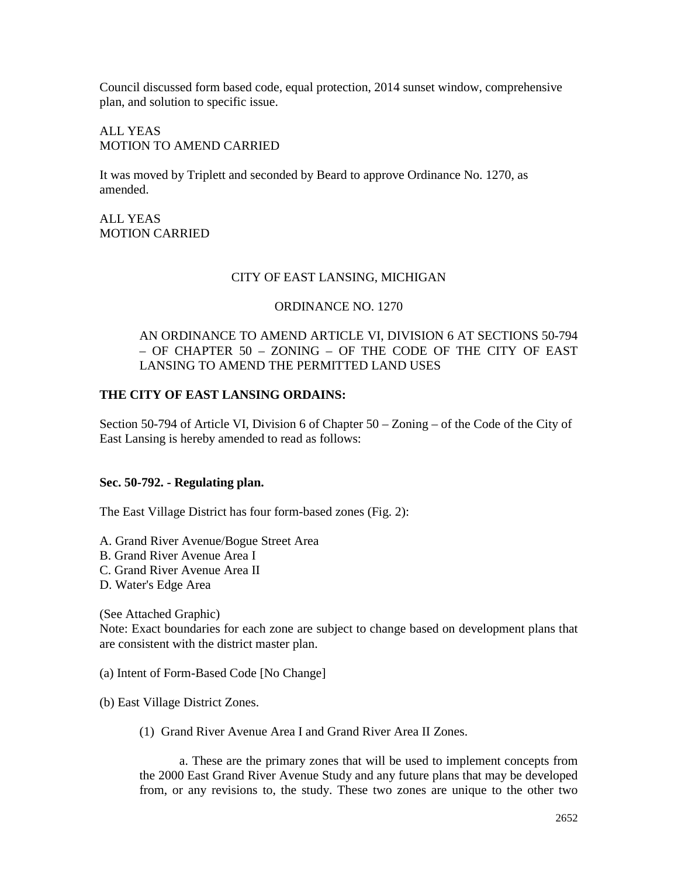Council discussed form based code, equal protection, 2014 sunset window, comprehensive plan, and solution to specific issue.

ALL YEAS
MOTION TO AMEND CARRIED

It was moved by Triplett and seconded by Beard to approve Ordinance No. 1270, as amended.

ALL YEAS
MOTION CARRIED

CITY OF EAST LANSING, MICHIGAN

ORDINANCE NO. 1270

AN ORDINANCE TO AMEND ARTICLE VI, DIVISION 6 AT SECTIONS 50-794 – OF CHAPTER 50 – ZONING – OF THE CODE OF THE CITY OF EAST LANSING TO AMEND THE PERMITTED LAND USES

**THE CITY OF EAST LANSING ORDAINS:**

Section 50-794 of Article VI, Division 6 of Chapter 50 – Zoning – of the Code of the City of East Lansing is hereby amended to read as follows:

**Sec. 50-792. - Regulating plan.**

The East Village District has four form-based zones (Fig. 2):

A. Grand River Avenue/Bogue Street Area
B. Grand River Avenue Area I
C. Grand River Avenue Area II
D. Water's Edge Area

(See Attached Graphic)
Note: Exact boundaries for each zone are subject to change based on development plans that are consistent with the district master plan.

(a) Intent of Form-Based Code [No Change]

(b) East Village District Zones.

(1) Grand River Avenue Area I and Grand River Area II Zones.

a. These are the primary zones that will be used to implement concepts from the 2000 East Grand River Avenue Study and any future plans that may be developed from, or any revisions to, the study. These two zones are unique to the other two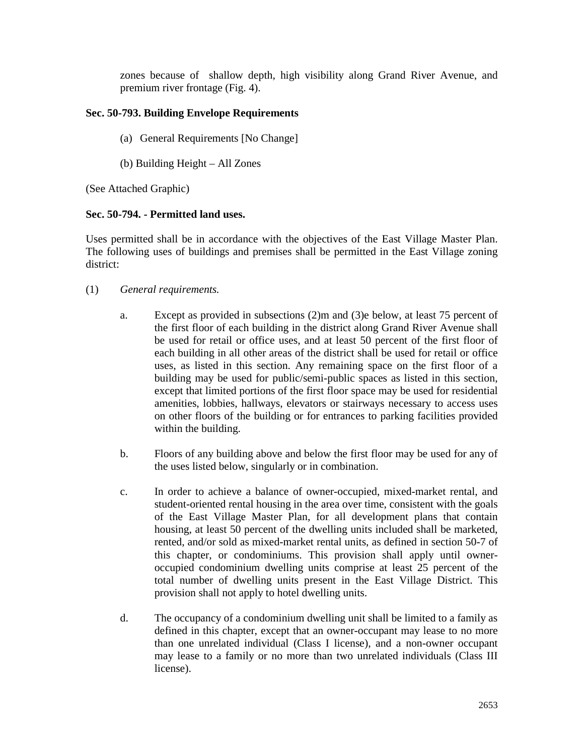zones because of shallow depth, high visibility along Grand River Avenue, and premium river frontage (Fig. 4).

**Sec. 50-793. Building Envelope Requirements**

(a) General Requirements [No Change]

(b) Building Height – All Zones

(See Attached Graphic)

**Sec. 50-794. - Permitted land uses.**

Uses permitted shall be in accordance with the objectives of the East Village Master Plan. The following uses of buildings and premises shall be permitted in the East Village zoning district:

(1) *General requirements.*

a. Except as provided in subsections (2)m and (3)e below, at least 75 percent of the first floor of each building in the district along Grand River Avenue shall be used for retail or office uses, and at least 50 percent of the first floor of each building in all other areas of the district shall be used for retail or office uses, as listed in this section. Any remaining space on the first floor of a building may be used for public/semi-public spaces as listed in this section, except that limited portions of the first floor space may be used for residential amenities, lobbies, hallways, elevators or stairways necessary to access uses on other floors of the building or for entrances to parking facilities provided within the building.

b. Floors of any building above and below the first floor may be used for any of the uses listed below, singularly or in combination.

c. In order to achieve a balance of owner-occupied, mixed-market rental, and student-oriented rental housing in the area over time, consistent with the goals of the East Village Master Plan, for all development plans that contain housing, at least 50 percent of the dwelling units included shall be marketed, rented, and/or sold as mixed-market rental units, as defined in section 50-7 of this chapter, or condominiums. This provision shall apply until owner-occupied condominium dwelling units comprise at least 25 percent of the total number of dwelling units present in the East Village District. This provision shall not apply to hotel dwelling units.

d. The occupancy of a condominium dwelling unit shall be limited to a family as defined in this chapter, except that an owner-occupant may lease to no more than one unrelated individual (Class I license), and a non-owner occupant may lease to a family or no more than two unrelated individuals (Class III license).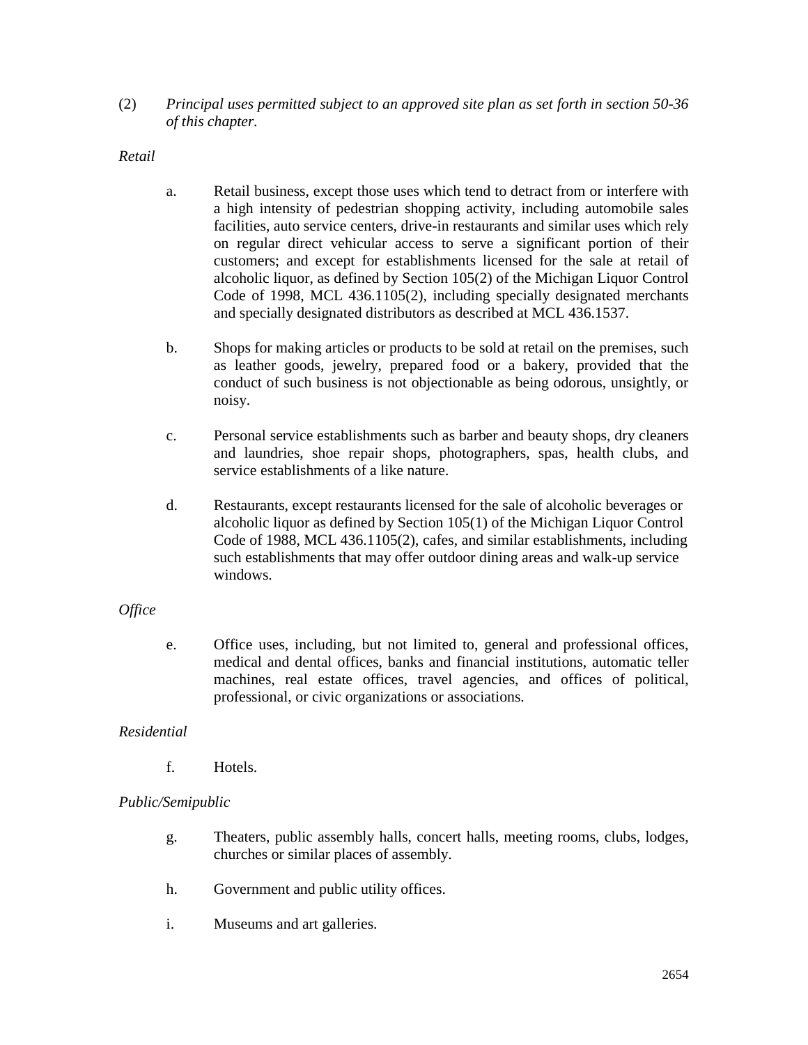(2) *Principal uses permitted subject to an approved site plan as set forth in section 50-36 of this chapter.*

*Retail*

a. Retail business, except those uses which tend to detract from or interfere with a high intensity of pedestrian shopping activity, including automobile sales facilities, auto service centers, drive-in restaurants and similar uses which rely on regular direct vehicular access to serve a significant portion of their customers; and except for establishments licensed for the sale at retail of alcoholic liquor, as defined by Section 105(2) of the Michigan Liquor Control Code of 1998, MCL 436.1105(2), including specially designated merchants and specially designated distributors as described at MCL 436.1537.

b. Shops for making articles or products to be sold at retail on the premises, such as leather goods, jewelry, prepared food or a bakery, provided that the conduct of such business is not objectionable as being odorous, unsightly, or noisy.

c. Personal service establishments such as barber and beauty shops, dry cleaners and laundries, shoe repair shops, photographers, spas, health clubs, and service establishments of a like nature.

d. Restaurants, except restaurants licensed for the sale of alcoholic beverages or alcoholic liquor as defined by Section 105(1) of the Michigan Liquor Control Code of 1988, MCL 436.1105(2), cafes, and similar establishments, including such establishments that may offer outdoor dining areas and walk-up service windows.

*Office*

e. Office uses, including, but not limited to, general and professional offices, medical and dental offices, banks and financial institutions, automatic teller machines, real estate offices, travel agencies, and offices of political, professional, or civic organizations or associations.

*Residential*

f. Hotels.

*Public/Semipublic*

g. Theaters, public assembly halls, concert halls, meeting rooms, clubs, lodges, churches or similar places of assembly.

h. Government and public utility offices.

i. Museums and art galleries.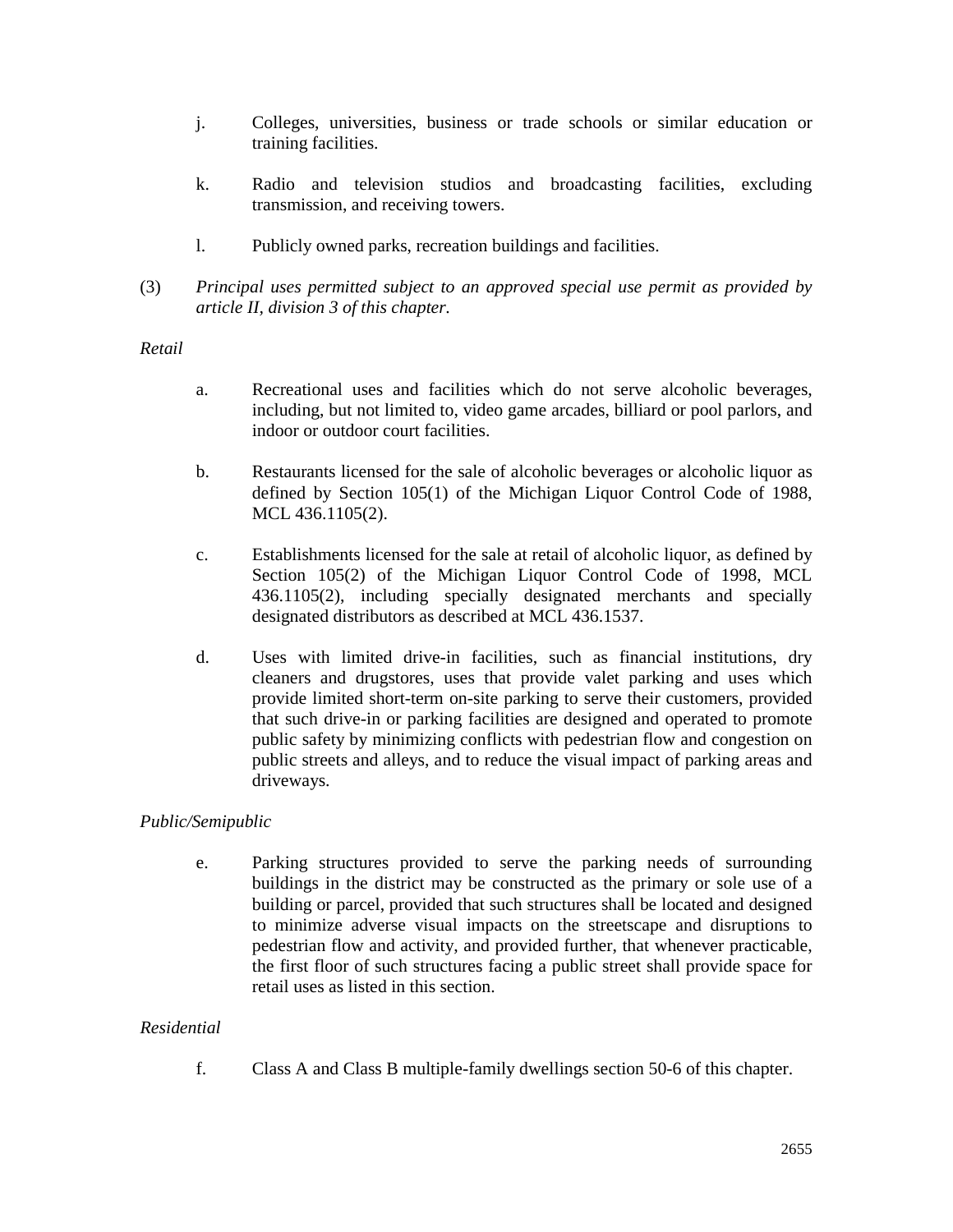j. Colleges, universities, business or trade schools or similar education or training facilities.

k. Radio and television studios and broadcasting facilities, excluding transmission, and receiving towers.

l. Publicly owned parks, recreation buildings and facilities.

(3) *Principal uses permitted subject to an approved special use permit as provided by article II, division 3 of this chapter.*

*Retail*

a. Recreational uses and facilities which do not serve alcoholic beverages, including, but not limited to, video game arcades, billiard or pool parlors, and indoor or outdoor court facilities.

b. Restaurants licensed for the sale of alcoholic beverages or alcoholic liquor as defined by Section 105(1) of the Michigan Liquor Control Code of 1988, MCL 436.1105(2).

c. Establishments licensed for the sale at retail of alcoholic liquor, as defined by Section 105(2) of the Michigan Liquor Control Code of 1998, MCL 436.1105(2), including specially designated merchants and specially designated distributors as described at MCL 436.1537.

d. Uses with limited drive-in facilities, such as financial institutions, dry cleaners and drugstores, uses that provide valet parking and uses which provide limited short-term on-site parking to serve their customers, provided that such drive-in or parking facilities are designed and operated to promote public safety by minimizing conflicts with pedestrian flow and congestion on public streets and alleys, and to reduce the visual impact of parking areas and driveways.

*Public/Semipublic*

e. Parking structures provided to serve the parking needs of surrounding buildings in the district may be constructed as the primary or sole use of a building or parcel, provided that such structures shall be located and designed to minimize adverse visual impacts on the streetscape and disruptions to pedestrian flow and activity, and provided further, that whenever practicable, the first floor of such structures facing a public street shall provide space for retail uses as listed in this section.

*Residential*

f. Class A and Class B multiple-family dwellings section 50-6 of this chapter.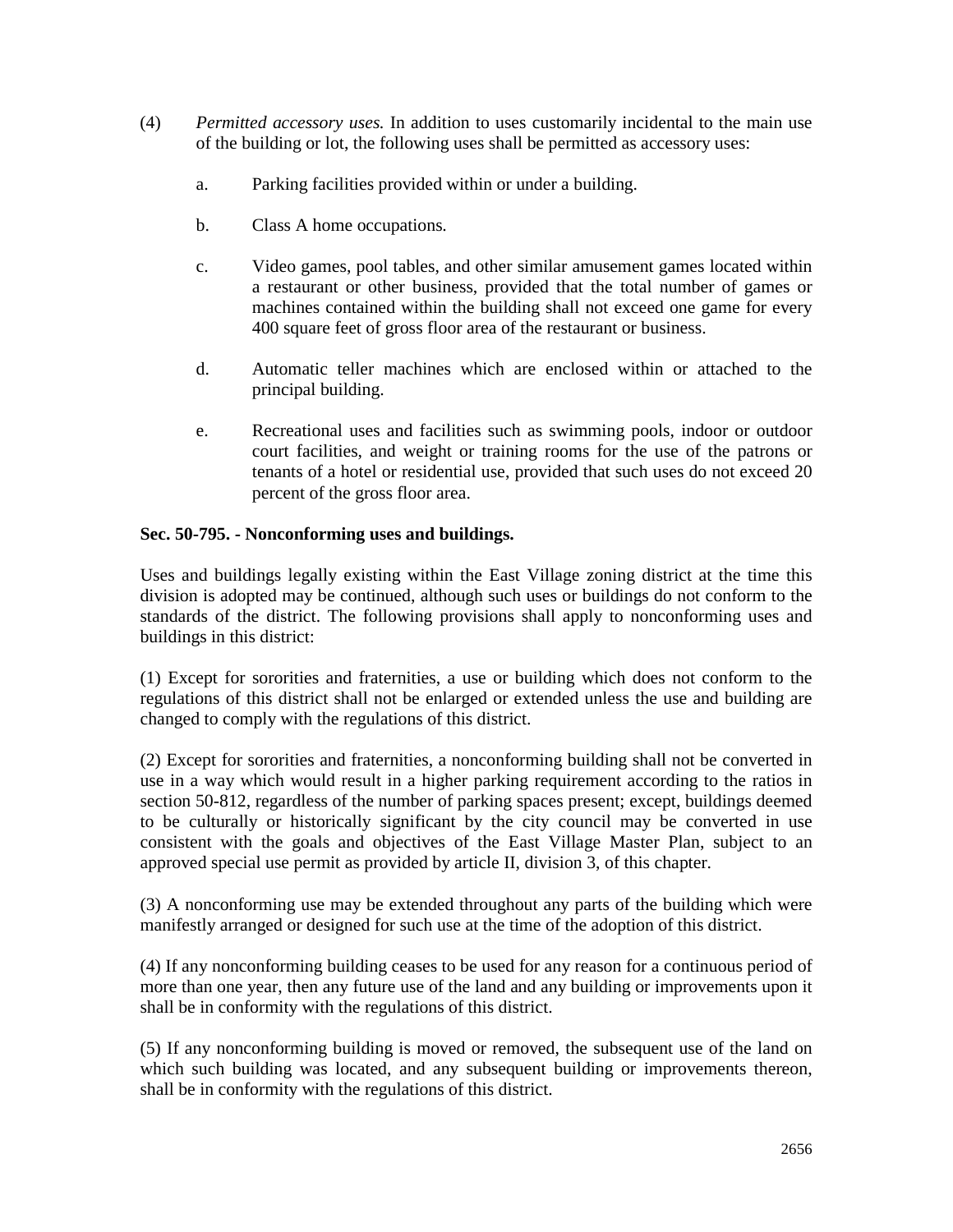(4) *Permitted accessory uses.* In addition to uses customarily incidental to the main use of the building or lot, the following uses shall be permitted as accessory uses:

a. Parking facilities provided within or under a building.

b. Class A home occupations.

c. Video games, pool tables, and other similar amusement games located within a restaurant or other business, provided that the total number of games or machines contained within the building shall not exceed one game for every 400 square feet of gross floor area of the restaurant or business.

d. Automatic teller machines which are enclosed within or attached to the principal building.

e. Recreational uses and facilities such as swimming pools, indoor or outdoor court facilities, and weight or training rooms for the use of the patrons or tenants of a hotel or residential use, provided that such uses do not exceed 20 percent of the gross floor area.

**Sec. 50-795. - Nonconforming uses and buildings.**

Uses and buildings legally existing within the East Village zoning district at the time this division is adopted may be continued, although such uses or buildings do not conform to the standards of the district. The following provisions shall apply to nonconforming uses and buildings in this district:

(1) Except for sororities and fraternities, a use or building which does not conform to the regulations of this district shall not be enlarged or extended unless the use and building are changed to comply with the regulations of this district.

(2) Except for sororities and fraternities, a nonconforming building shall not be converted in use in a way which would result in a higher parking requirement according to the ratios in section 50-812, regardless of the number of parking spaces present; except, buildings deemed to be culturally or historically significant by the city council may be converted in use consistent with the goals and objectives of the East Village Master Plan, subject to an approved special use permit as provided by article II, division 3, of this chapter.

(3) A nonconforming use may be extended throughout any parts of the building which were manifestly arranged or designed for such use at the time of the adoption of this district.

(4) If any nonconforming building ceases to be used for any reason for a continuous period of more than one year, then any future use of the land and any building or improvements upon it shall be in conformity with the regulations of this district.

(5) If any nonconforming building is moved or removed, the subsequent use of the land on which such building was located, and any subsequent building or improvements thereon, shall be in conformity with the regulations of this district.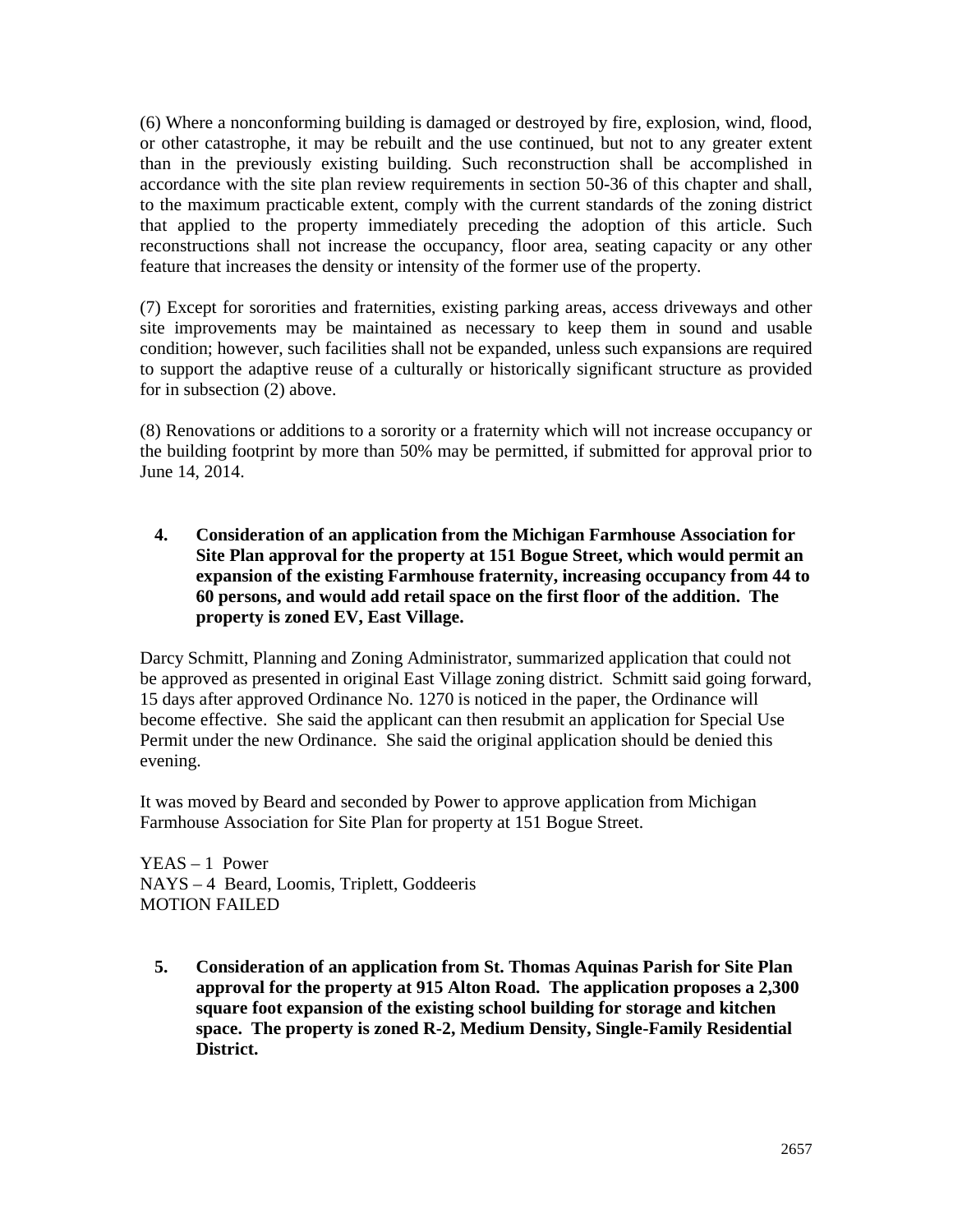(6) Where a nonconforming building is damaged or destroyed by fire, explosion, wind, flood, or other catastrophe, it may be rebuilt and the use continued, but not to any greater extent than in the previously existing building. Such reconstruction shall be accomplished in accordance with the site plan review requirements in section 50-36 of this chapter and shall, to the maximum practicable extent, comply with the current standards of the zoning district that applied to the property immediately preceding the adoption of this article. Such reconstructions shall not increase the occupancy, floor area, seating capacity or any other feature that increases the density or intensity of the former use of the property.

(7) Except for sororities and fraternities, existing parking areas, access driveways and other site improvements may be maintained as necessary to keep them in sound and usable condition; however, such facilities shall not be expanded, unless such expansions are required to support the adaptive reuse of a culturally or historically significant structure as provided for in subsection (2) above.

(8) Renovations or additions to a sorority or a fraternity which will not increase occupancy or the building footprint by more than 50% may be permitted, if submitted for approval prior to June 14, 2014.

**4. Consideration of an application from the Michigan Farmhouse Association for Site Plan approval for the property at 151 Bogue Street, which would permit an expansion of the existing Farmhouse fraternity, increasing occupancy from 44 to 60 persons, and would add retail space on the first floor of the addition. The property is zoned EV, East Village.**

Darcy Schmitt, Planning and Zoning Administrator, summarized application that could not be approved as presented in original East Village zoning district. Schmitt said going forward, 15 days after approved Ordinance No. 1270 is noticed in the paper, the Ordinance will become effective. She said the applicant can then resubmit an application for Special Use Permit under the new Ordinance. She said the original application should be denied this evening.

It was moved by Beard and seconded by Power to approve application from Michigan Farmhouse Association for Site Plan for property at 151 Bogue Street.

YEAS – 1 Power
NAYS – 4 Beard, Loomis, Triplett, Goddeeris
MOTION FAILED

**5. Consideration of an application from St. Thomas Aquinas Parish for Site Plan approval for the property at 915 Alton Road. The application proposes a 2,300 square foot expansion of the existing school building for storage and kitchen space. The property is zoned R-2, Medium Density, Single-Family Residential District.**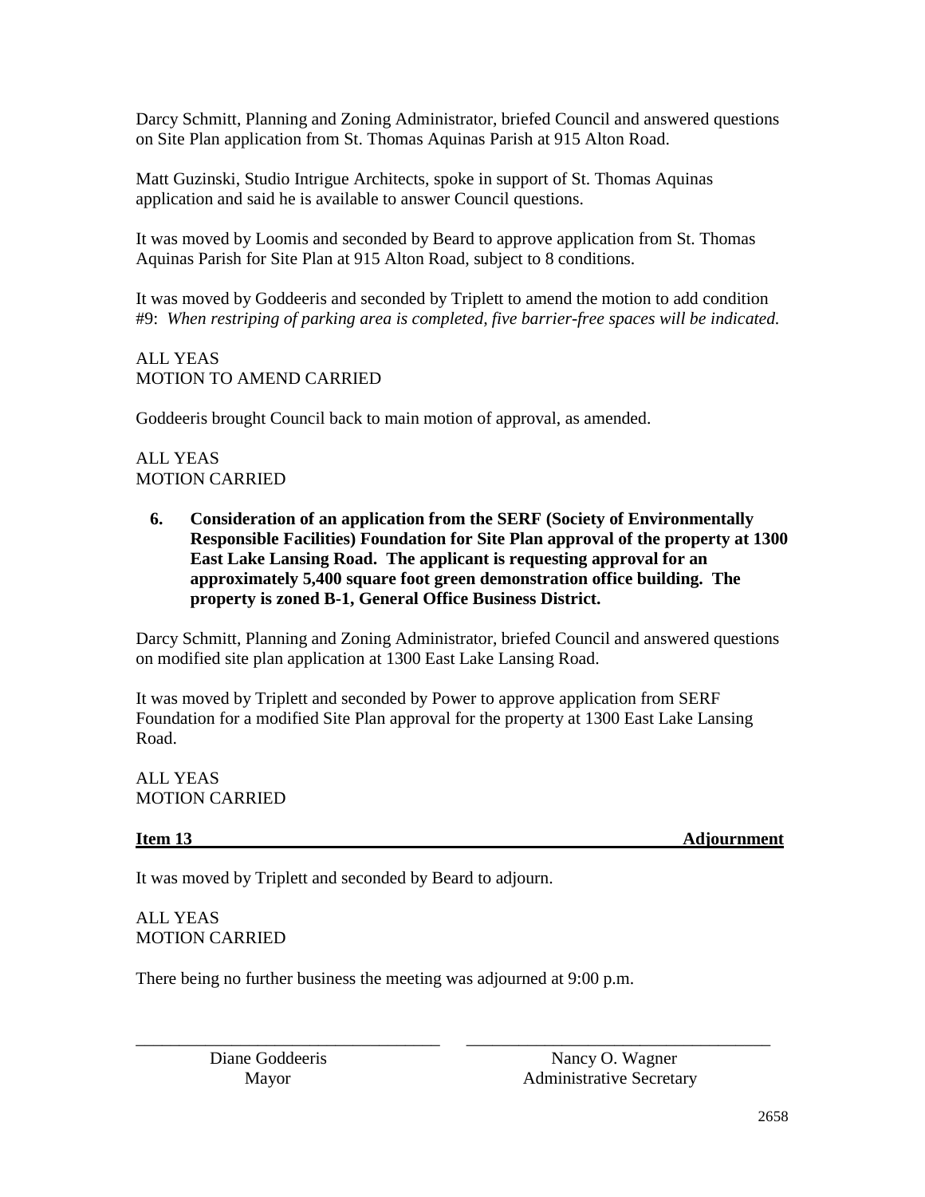Darcy Schmitt, Planning and Zoning Administrator, briefed Council and answered questions on Site Plan application from St. Thomas Aquinas Parish at 915 Alton Road.

Matt Guzinski, Studio Intrigue Architects, spoke in support of St. Thomas Aquinas application and said he is available to answer Council questions.

It was moved by Loomis and seconded by Beard to approve application from St. Thomas Aquinas Parish for Site Plan at 915 Alton Road, subject to 8 conditions.

It was moved by Goddeeris and seconded by Triplett to amend the motion to add condition #9: *When restriping of parking area is completed, five barrier-free spaces will be indicated.*

ALL YEAS
MOTION TO AMEND CARRIED

Goddeeris brought Council back to main motion of approval, as amended.

ALL YEAS
MOTION CARRIED

**6. Consideration of an application from the SERF (Society of Environmentally Responsible Facilities) Foundation for Site Plan approval of the property at 1300 East Lake Lansing Road. The applicant is requesting approval for an approximately 5,400 square foot green demonstration office building. The property is zoned B-1, General Office Business District.**

Darcy Schmitt, Planning and Zoning Administrator, briefed Council and answered questions on modified site plan application at 1300 East Lake Lansing Road.

It was moved by Triplett and seconded by Power to approve application from SERF Foundation for a modified Site Plan approval for the property at 1300 East Lake Lansing Road.

ALL YEAS
MOTION CARRIED

**Item 13 — Adjournment**

It was moved by Triplett and seconded by Beard to adjourn.

ALL YEAS
MOTION CARRIED

There being no further business the meeting was adjourned at 9:00 p.m.

| | |
|---|---|
| ___________________________________ | ___________________________________ |
| Diane Goddeeris | Nancy O. Wagner |
| Mayor | Administrative Secretary |